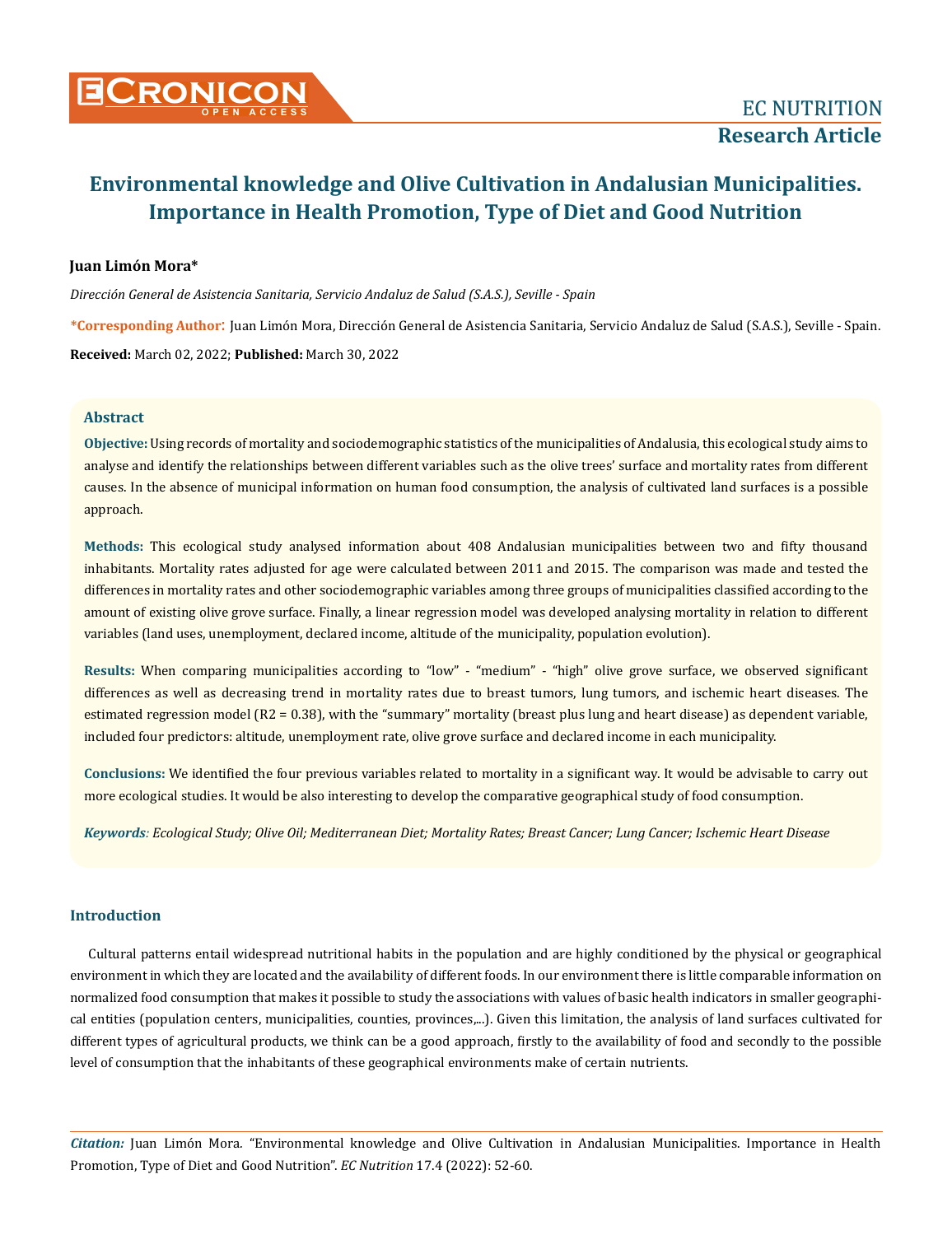# Environmental knowledge and Olive Cultivation in Andalusian Municipalities. Importance in Health Promotion, Type of Diet and Good Nutrition

**Juan Limón Mora***

*Dirección General de Asistencia Sanitaria, Servicio Andaluz de Salud (S.A.S.), Seville - Spain*

**\*Corresponding Author:** Juan Limón Mora, Dirección General de Asistencia Sanitaria, Servicio Andaluz de Salud (S.A.S.), Seville - Spain.

**Received:** March 02, 2022; **Published:** March 30, 2022

## Abstract

**Objective:** Using records of mortality and sociodemographic statistics of the municipalities of Andalusia, this ecological study aims to analyse and identify the relationships between different variables such as the olive trees' surface and mortality rates from different causes. In the absence of municipal information on human food consumption, the analysis of cultivated land surfaces is a possible approach.

**Methods:** This ecological study analysed information about 408 Andalusian municipalities between two and fifty thousand inhabitants. Mortality rates adjusted for age were calculated between 2011 and 2015. The comparison was made and tested the differences in mortality rates and other sociodemographic variables among three groups of municipalities classified according to the amount of existing olive grove surface. Finally, a linear regression model was developed analysing mortality in relation to different variables (land uses, unemployment, declared income, altitude of the municipality, population evolution).

**Results:** When comparing municipalities according to "low" - "medium" - "high" olive grove surface, we observed significant differences as well as decreasing trend in mortality rates due to breast tumors, lung tumors, and ischemic heart diseases. The estimated regression model ($R2 = 0.38$), with the "summary" mortality (breast plus lung and heart disease) as dependent variable, included four predictors: altitude, unemployment rate, olive grove surface and declared income in each municipality.

**Conclusions:** We identified the four previous variables related to mortality in a significant way. It would be advisable to carry out more ecological studies. It would be also interesting to develop the comparative geographical study of food consumption.

***Keywords**: Ecological Study; Olive Oil; Mediterranean Diet; Mortality Rates; Breast Cancer; Lung Cancer; Ischemic Heart Disease*

## Introduction

Cultural patterns entail widespread nutritional habits in the population and are highly conditioned by the physical or geographical environment in which they are located and the availability of different foods. In our environment there is little comparable information on normalized food consumption that makes it possible to study the associations with values of basic health indicators in smaller geographical entities (population centers, municipalities, counties, provinces,...). Given this limitation, the analysis of land surfaces cultivated for different types of agricultural products, we think can be a good approach, firstly to the availability of food and secondly to the possible level of consumption that the inhabitants of these geographical environments make of certain nutrients.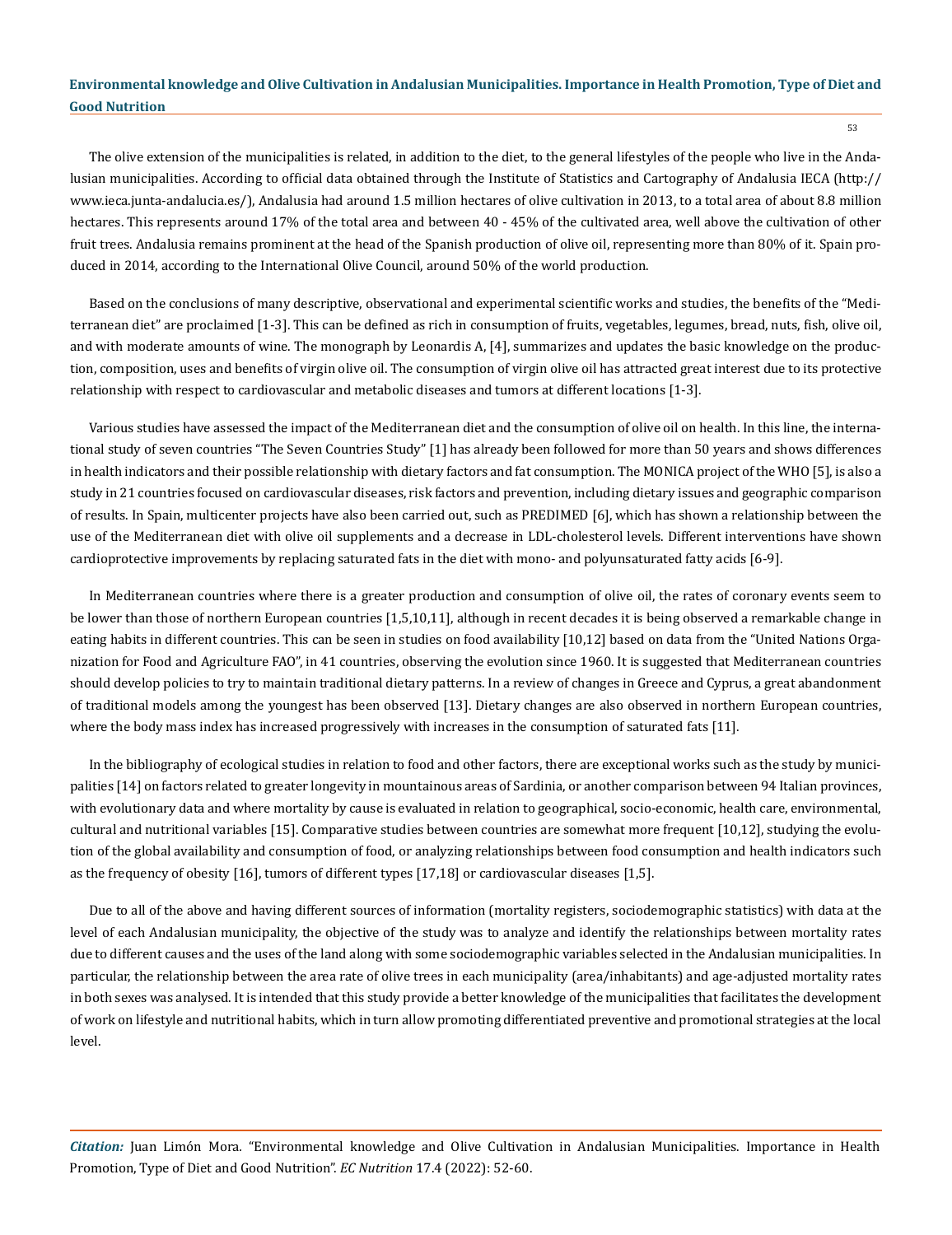The olive extension of the municipalities is related, in addition to the diet, to the general lifestyles of the people who live in the Andalusian municipalities. According to official data obtained through the Institute of Statistics and Cartography of Andalusia IECA (http://www.ieca.junta-andalucia.es/), Andalusia had around 1.5 million hectares of olive cultivation in 2013, to a total area of about 8.8 million hectares. This represents around 17% of the total area and between 40 - 45% of the cultivated area, well above the cultivation of other fruit trees. Andalusia remains prominent at the head of the Spanish production of olive oil, representing more than 80% of it. Spain produced in 2014, according to the International Olive Council, around 50% of the world production.

Based on the conclusions of many descriptive, observational and experimental scientific works and studies, the benefits of the "Mediterranean diet" are proclaimed [1-3]. This can be defined as rich in consumption of fruits, vegetables, legumes, bread, nuts, fish, olive oil, and with moderate amounts of wine. The monograph by Leonardis A, [4], summarizes and updates the basic knowledge on the production, composition, uses and benefits of virgin olive oil. The consumption of virgin olive oil has attracted great interest due to its protective relationship with respect to cardiovascular and metabolic diseases and tumors at different locations [1-3].

Various studies have assessed the impact of the Mediterranean diet and the consumption of olive oil on health. In this line, the international study of seven countries "The Seven Countries Study" [1] has already been followed for more than 50 years and shows differences in health indicators and their possible relationship with dietary factors and fat consumption. The MONICA project of the WHO [5], is also a study in 21 countries focused on cardiovascular diseases, risk factors and prevention, including dietary issues and geographic comparison of results. In Spain, multicenter projects have also been carried out, such as PREDIMED [6], which has shown a relationship between the use of the Mediterranean diet with olive oil supplements and a decrease in LDL-cholesterol levels. Different interventions have shown cardioprotective improvements by replacing saturated fats in the diet with mono- and polyunsaturated fatty acids [6-9].

In Mediterranean countries where there is a greater production and consumption of olive oil, the rates of coronary events seem to be lower than those of northern European countries [1,5,10,11], although in recent decades it is being observed a remarkable change in eating habits in different countries. This can be seen in studies on food availability [10,12] based on data from the "United Nations Organization for Food and Agriculture FAO", in 41 countries, observing the evolution since 1960. It is suggested that Mediterranean countries should develop policies to try to maintain traditional dietary patterns. In a review of changes in Greece and Cyprus, a great abandonment of traditional models among the youngest has been observed [13]. Dietary changes are also observed in northern European countries, where the body mass index has increased progressively with increases in the consumption of saturated fats [11].

In the bibliography of ecological studies in relation to food and other factors, there are exceptional works such as the study by municipalities [14] on factors related to greater longevity in mountainous areas of Sardinia, or another comparison between 94 Italian provinces, with evolutionary data and where mortality by cause is evaluated in relation to geographical, socio-economic, health care, environmental, cultural and nutritional variables [15]. Comparative studies between countries are somewhat more frequent [10,12], studying the evolution of the global availability and consumption of food, or analyzing relationships between food consumption and health indicators such as the frequency of obesity [16], tumors of different types [17,18] or cardiovascular diseases [1,5].

Due to all of the above and having different sources of information (mortality registers, sociodemographic statistics) with data at the level of each Andalusian municipality, the objective of the study was to analyze and identify the relationships between mortality rates due to different causes and the uses of the land along with some sociodemographic variables selected in the Andalusian municipalities. In particular, the relationship between the area rate of olive trees in each municipality (area/inhabitants) and age-adjusted mortality rates in both sexes was analysed. It is intended that this study provide a better knowledge of the municipalities that facilitates the development of work on lifestyle and nutritional habits, which in turn allow promoting differentiated preventive and promotional strategies at the local level.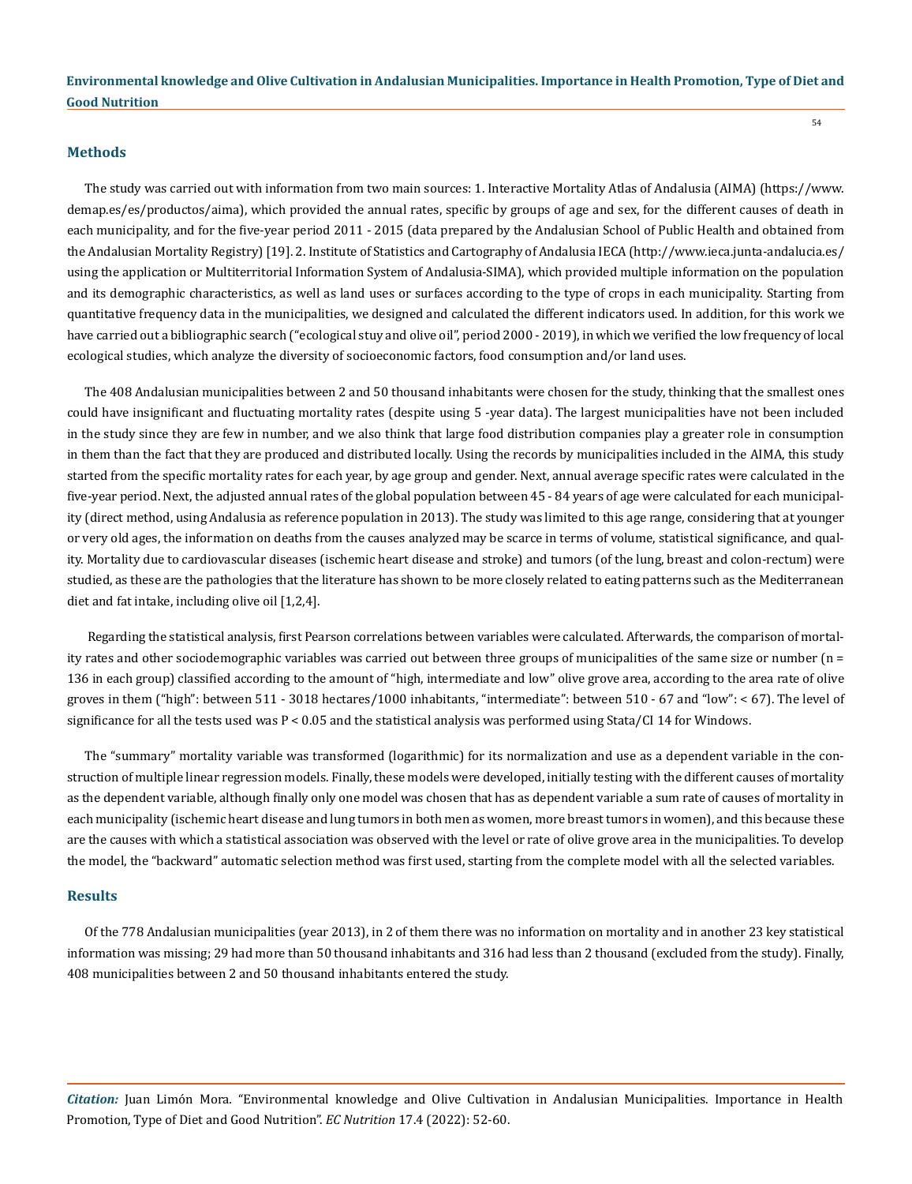## Methods

The study was carried out with information from two main sources: 1. Interactive Mortality Atlas of Andalusia (AIMA) (https://www.demap.es/es/productos/aima), which provided the annual rates, specific by groups of age and sex, for the different causes of death in each municipality, and for the five-year period 2011 - 2015 (data prepared by the Andalusian School of Public Health and obtained from the Andalusian Mortality Registry) [19]. 2. Institute of Statistics and Cartography of Andalusia IECA (http://www.ieca.junta-andalucia.es/ using the application or Multiterritorial Information System of Andalusia-SIMA), which provided multiple information on the population and its demographic characteristics, as well as land uses or surfaces according to the type of crops in each municipality. Starting from quantitative frequency data in the municipalities, we designed and calculated the different indicators used. In addition, for this work we have carried out a bibliographic search ("ecological stuy and olive oil", period 2000 - 2019), in which we verified the low frequency of local ecological studies, which analyze the diversity of socioeconomic factors, food consumption and/or land uses.

The 408 Andalusian municipalities between 2 and 50 thousand inhabitants were chosen for the study, thinking that the smallest ones could have insignificant and fluctuating mortality rates (despite using 5 -year data). The largest municipalities have not been included in the study since they are few in number, and we also think that large food distribution companies play a greater role in consumption in them than the fact that they are produced and distributed locally. Using the records by municipalities included in the AIMA, this study started from the specific mortality rates for each year, by age group and gender. Next, annual average specific rates were calculated in the five-year period. Next, the adjusted annual rates of the global population between 45 - 84 years of age were calculated for each municipality (direct method, using Andalusia as reference population in 2013). The study was limited to this age range, considering that at younger or very old ages, the information on deaths from the causes analyzed may be scarce in terms of volume, statistical significance, and quality. Mortality due to cardiovascular diseases (ischemic heart disease and stroke) and tumors (of the lung, breast and colon-rectum) were studied, as these are the pathologies that the literature has shown to be more closely related to eating patterns such as the Mediterranean diet and fat intake, including olive oil [1,2,4].

Regarding the statistical analysis, first Pearson correlations between variables were calculated. Afterwards, the comparison of mortality rates and other sociodemographic variables was carried out between three groups of municipalities of the same size or number (n = 136 in each group) classified according to the amount of "high, intermediate and low" olive grove area, according to the area rate of olive groves in them ("high": between 511 - 3018 hectares/1000 inhabitants, "intermediate": between 510 - 67 and "low": < 67). The level of significance for all the tests used was $P < 0.05$ and the statistical analysis was performed using Stata/CI 14 for Windows.

The "summary" mortality variable was transformed (logarithmic) for its normalization and use as a dependent variable in the construction of multiple linear regression models. Finally, these models were developed, initially testing with the different causes of mortality as the dependent variable, although finally only one model was chosen that has as dependent variable a sum rate of causes of mortality in each municipality (ischemic heart disease and lung tumors in both men as women, more breast tumors in women), and this because these are the causes with which a statistical association was observed with the level or rate of olive grove area in the municipalities. To develop the model, the "backward" automatic selection method was first used, starting from the complete model with all the selected variables.

## Results

Of the 778 Andalusian municipalities (year 2013), in 2 of them there was no information on mortality and in another 23 key statistical information was missing; 29 had more than 50 thousand inhabitants and 316 had less than 2 thousand (excluded from the study). Finally, 408 municipalities between 2 and 50 thousand inhabitants entered the study.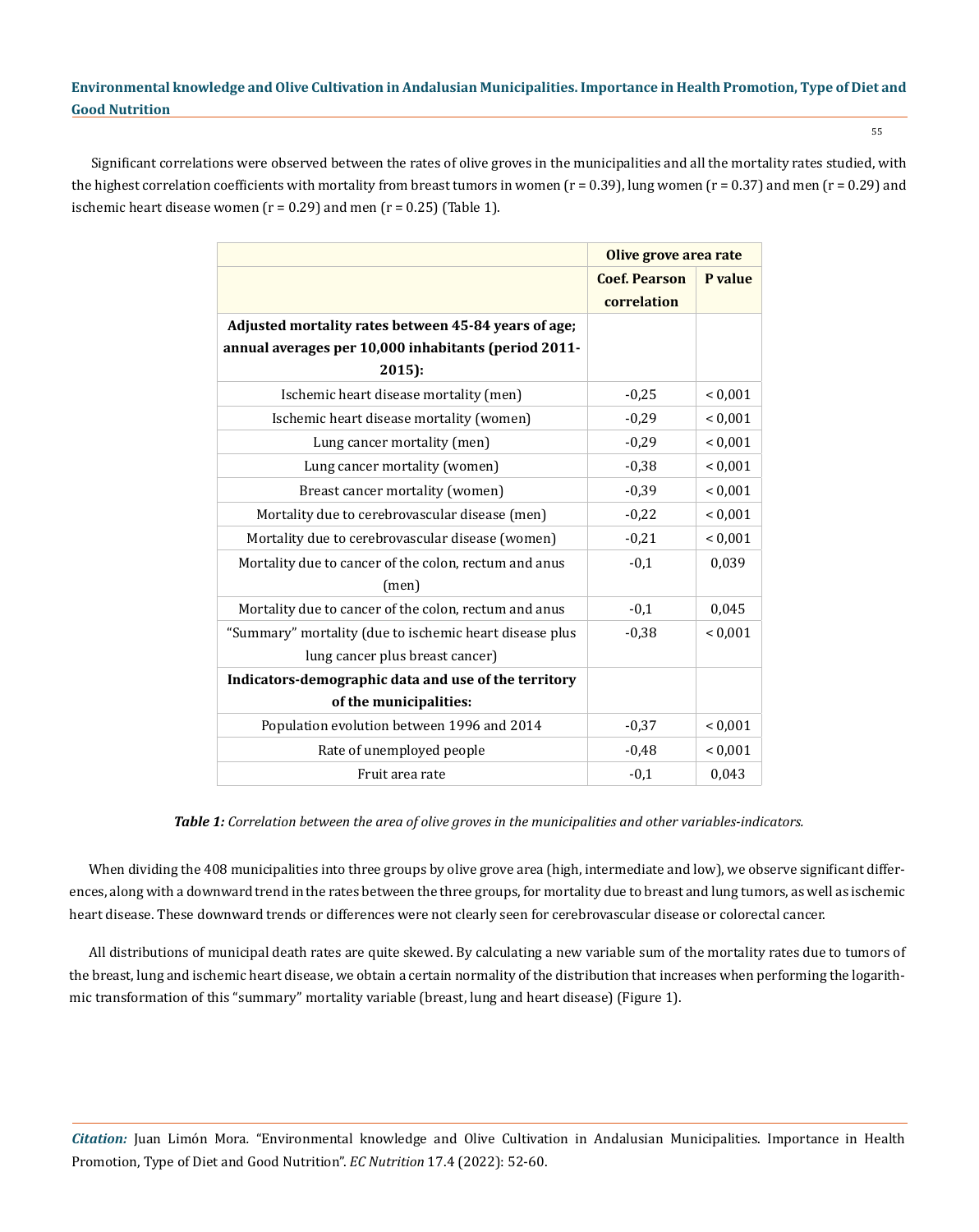Significant correlations were observed between the rates of olive groves in the municipalities and all the mortality rates studied, with the highest correlation coefficients with mortality from breast tumors in women (r = 0.39), lung women (r = 0.37) and men (r = 0.29) and ischemic heart disease women (r = 0.29) and men (r = 0.25) (Table 1).

| | Olive grove area rate | |
|---|---|---|
| | **Coef. Pearson correlation** | **P value** |
| **Adjusted mortality rates between 45-84 years of age; annual averages per 10,000 inhabitants (period 2011-2015):** | | |
| Ischemic heart disease mortality (men) | -0,25 | < 0,001 |
| Ischemic heart disease mortality (women) | -0,29 | < 0,001 |
| Lung cancer mortality (men) | -0,29 | < 0,001 |
| Lung cancer mortality (women) | -0,38 | < 0,001 |
| Breast cancer mortality (women) | -0,39 | < 0,001 |
| Mortality due to cerebrovascular disease (men) | -0,22 | < 0,001 |
| Mortality due to cerebrovascular disease (women) | -0,21 | < 0,001 |
| Mortality due to cancer of the colon, rectum and anus (men) | -0,1 | 0,039 |
| Mortality due to cancer of the colon, rectum and anus | -0,1 | 0,045 |
| "Summary" mortality (due to ischemic heart disease plus lung cancer plus breast cancer) | -0,38 | < 0,001 |
| **Indicators-demographic data and use of the territory of the municipalities:** | | |
| Population evolution between 1996 and 2014 | -0,37 | < 0,001 |
| Rate of unemployed people | -0,48 | < 0,001 |
| Fruit area rate | -0,1 | 0,043 |

***Table 1:*** *Correlation between the area of olive groves in the municipalities and other variables-indicators.*

When dividing the 408 municipalities into three groups by olive grove area (high, intermediate and low), we observe significant differences, along with a downward trend in the rates between the three groups, for mortality due to breast and lung tumors, as well as ischemic heart disease. These downward trends or differences were not clearly seen for cerebrovascular disease or colorectal cancer.

All distributions of municipal death rates are quite skewed. By calculating a new variable sum of the mortality rates due to tumors of the breast, lung and ischemic heart disease, we obtain a certain normality of the distribution that increases when performing the logarithmic transformation of this "summary" mortality variable (breast, lung and heart disease) (Figure 1).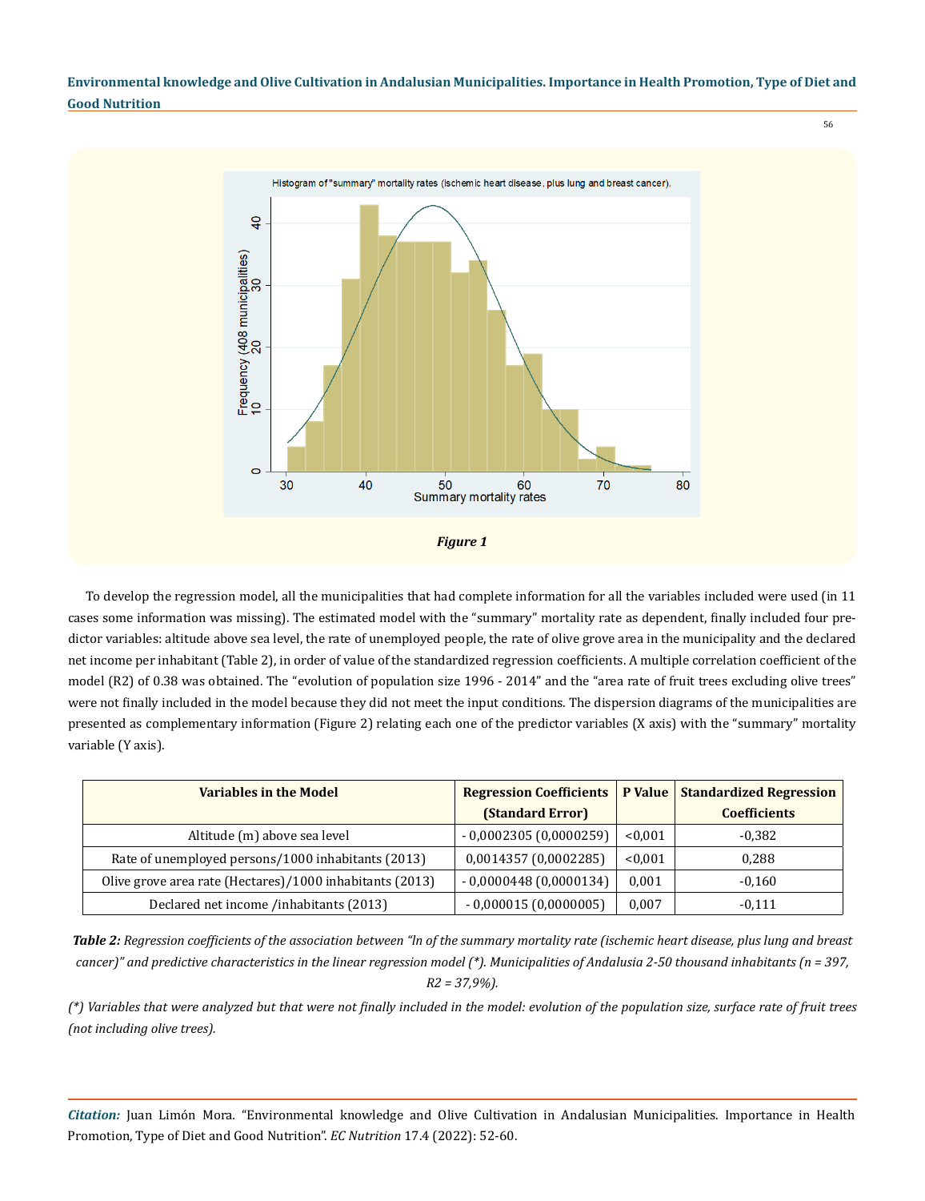Figure 1

To develop the regression model, all the municipalities that had complete information for all the variables included were used (in 11 cases some information was missing). The estimated model with the "summary" mortality rate as dependent, finally included four predictor variables: altitude above sea level, the rate of unemployed people, the rate of olive grove area in the municipality and the declared net income per inhabitant (Table 2), in order of value of the standardized regression coefficients. A multiple correlation coefficient of the model (R2) of 0.38 was obtained. The "evolution of population size 1996 - 2014" and the "area rate of fruit trees excluding olive trees" were not finally included in the model because they did not meet the input conditions. The dispersion diagrams of the municipalities are presented as complementary information (Figure 2) relating each one of the predictor variables (X axis) with the "summary" mortality variable (Y axis).

| Variables in the Model | Regression Coefficients (Standard Error) | P Value | Standardized Regression Coefficients |
|---|---|---|---|
| Altitude (m) above sea level | - 0,0002305 (0,0000259) | <0,001 | -0,382 |
| Rate of unemployed persons/1000 inhabitants (2013) | 0,0014357 (0,0002285) | <0,001 | 0,288 |
| Olive grove area rate (Hectares)/1000 inhabitants (2013) | - 0,0000448 (0,0000134) | 0,001 | -0,160 |
| Declared net income /inhabitants (2013) | - 0,000015 (0,0000005) | 0,007 | -0,111 |

***Table 2:*** *Regression coefficients of the association between "ln of the summary mortality rate (ischemic heart disease, plus lung and breast cancer)" and predictive characteristics in the linear regression model (\*). Municipalities of Andalusia 2-50 thousand inhabitants (n = 397, R2 = 37,9%).*

*(\*) Variables that were analyzed but that were not finally included in the model: evolution of the population size, surface rate of fruit trees (not including olive trees).*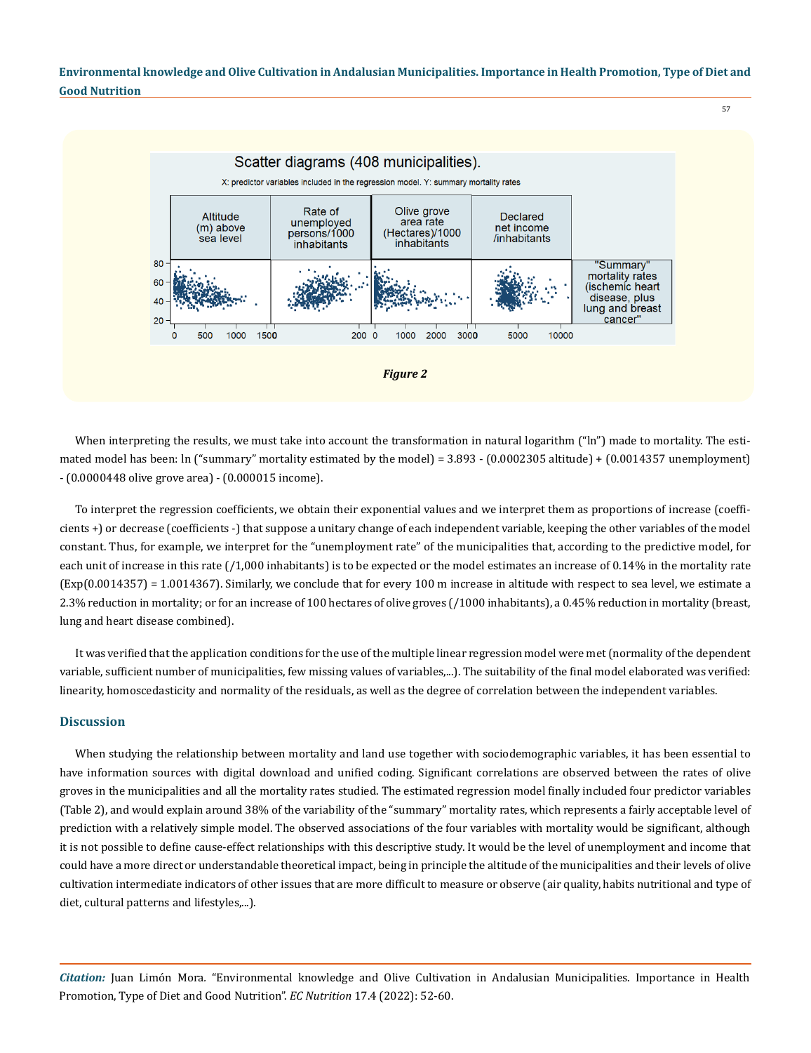Figure 2

When interpreting the results, we must take into account the transformation in natural logarithm ("ln") made to mortality. The estimated model has been: ln ("summary" mortality estimated by the model) = 3.893 - (0.0002305 altitude) + (0.0014357 unemployment) - (0.0000448 olive grove area) - (0.000015 income).

To interpret the regression coefficients, we obtain their exponential values and we interpret them as proportions of increase (coefficients +) or decrease (coefficients -) that suppose a unitary change of each independent variable, keeping the other variables of the model constant. Thus, for example, we interpret for the "unemployment rate" of the municipalities that, according to the predictive model, for each unit of increase in this rate (/1,000 inhabitants) is to be expected or the model estimates an increase of 0.14% in the mortality rate (Exp(0.0014357) = 1.0014367). Similarly, we conclude that for every 100 m increase in altitude with respect to sea level, we estimate a 2.3% reduction in mortality; or for an increase of 100 hectares of olive groves (/1000 inhabitants), a 0.45% reduction in mortality (breast, lung and heart disease combined).

It was verified that the application conditions for the use of the multiple linear regression model were met (normality of the dependent variable, sufficient number of municipalities, few missing values of variables,...). The suitability of the final model elaborated was verified: linearity, homoscedasticity and normality of the residuals, as well as the degree of correlation between the independent variables.

## Discussion

When studying the relationship between mortality and land use together with sociodemographic variables, it has been essential to have information sources with digital download and unified coding. Significant correlations are observed between the rates of olive groves in the municipalities and all the mortality rates studied. The estimated regression model finally included four predictor variables (Table 2), and would explain around 38% of the variability of the "summary" mortality rates, which represents a fairly acceptable level of prediction with a relatively simple model. The observed associations of the four variables with mortality would be significant, although it is not possible to define cause-effect relationships with this descriptive study. It would be the level of unemployment and income that could have a more direct or understandable theoretical impact, being in principle the altitude of the municipalities and their levels of olive cultivation intermediate indicators of other issues that are more difficult to measure or observe (air quality, habits nutritional and type of diet, cultural patterns and lifestyles,...).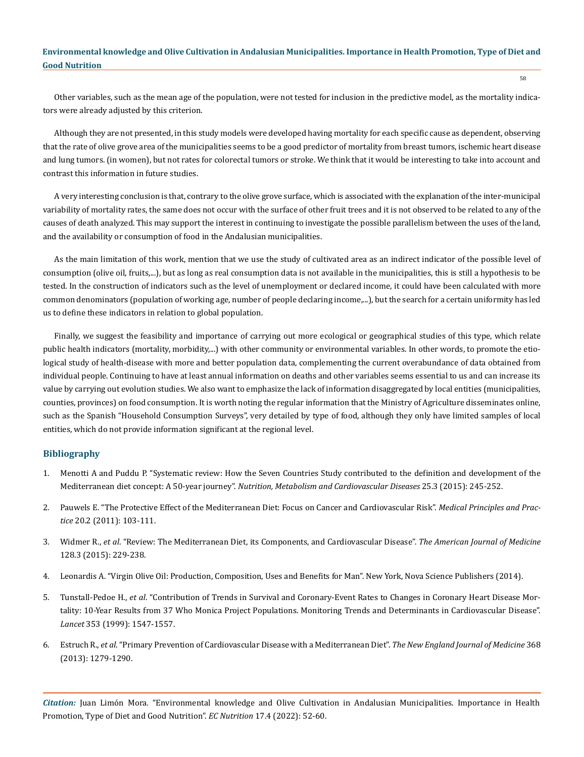Other variables, such as the mean age of the population, were not tested for inclusion in the predictive model, as the mortality indicators were already adjusted by this criterion.

Although they are not presented, in this study models were developed having mortality for each specific cause as dependent, observing that the rate of olive grove area of the municipalities seems to be a good predictor of mortality from breast tumors, ischemic heart disease and lung tumors. (in women), but not rates for colorectal tumors or stroke. We think that it would be interesting to take into account and contrast this information in future studies.

A very interesting conclusion is that, contrary to the olive grove surface, which is associated with the explanation of the inter-municipal variability of mortality rates, the same does not occur with the surface of other fruit trees and it is not observed to be related to any of the causes of death analyzed. This may support the interest in continuing to investigate the possible parallelism between the uses of the land, and the availability or consumption of food in the Andalusian municipalities.

As the main limitation of this work, mention that we use the study of cultivated area as an indirect indicator of the possible level of consumption (olive oil, fruits,...), but as long as real consumption data is not available in the municipalities, this is still a hypothesis to be tested. In the construction of indicators such as the level of unemployment or declared income, it could have been calculated with more common denominators (population of working age, number of people declaring income,...), but the search for a certain uniformity has led us to define these indicators in relation to global population.

Finally, we suggest the feasibility and importance of carrying out more ecological or geographical studies of this type, which relate public health indicators (mortality, morbidity,...) with other community or environmental variables. In other words, to promote the etiological study of health-disease with more and better population data, complementing the current overabundance of data obtained from individual people. Continuing to have at least annual information on deaths and other variables seems essential to us and can increase its value by carrying out evolution studies. We also want to emphasize the lack of information disaggregated by local entities (municipalities, counties, provinces) on food consumption. It is worth noting the regular information that the Ministry of Agriculture disseminates online, such as the Spanish "Household Consumption Surveys", very detailed by type of food, although they only have limited samples of local entities, which do not provide information significant at the regional level.

## Bibliography

1. Menotti A and Puddu P. "Systematic review: How the Seven Countries Study contributed to the definition and development of the Mediterranean diet concept: A 50-year journey". *Nutrition, Metabolism and Cardiovascular Diseases* 25.3 (2015): 245-252.
2. Pauwels E. "The Protective Effect of the Mediterranean Diet: Focus on Cancer and Cardiovascular Risk". *Medical Principles and Practice* 20.2 (2011): 103-111.
3. Widmer R., *et al*. "Review: The Mediterranean Diet, its Components, and Cardiovascular Disease". *The American Journal of Medicine* 128.3 (2015): 229-238.
4. Leonardis A. "Virgin Olive Oil: Production, Composition, Uses and Benefits for Man". New York, Nova Science Publishers (2014).
5. Tunstall-Pedoe H., *et al*. "Contribution of Trends in Survival and Coronary-Event Rates to Changes in Coronary Heart Disease Mortality: 10-Year Results from 37 Who Monica Project Populations. Monitoring Trends and Determinants in Cardiovascular Disease". *Lancet* 353 (1999): 1547-1557.
6. Estruch R., *et al*. "Primary Prevention of Cardiovascular Disease with a Mediterranean Diet". *The New England Journal of Medicine* 368 (2013): 1279-1290.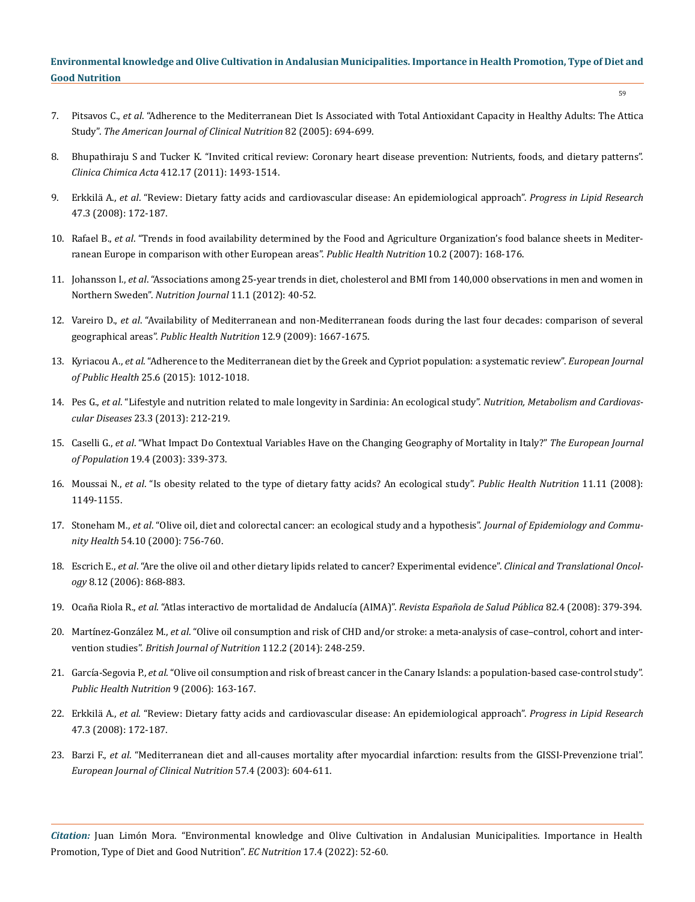7. Pitsavos C., *et al*. "Adherence to the Mediterranean Diet Is Associated with Total Antioxidant Capacity in Healthy Adults: The Attica Study". *The American Journal of Clinical Nutrition* 82 (2005): 694-699.

8. Bhupathiraju S and Tucker K. "Invited critical review: Coronary heart disease prevention: Nutrients, foods, and dietary patterns". *Clinica Chimica Acta* 412.17 (2011): 1493-1514.

9. Erkkilä A., *et al*. "Review: Dietary fatty acids and cardiovascular disease: An epidemiological approach". *Progress in Lipid Research* 47.3 (2008): 172-187.

10. Rafael B., *et al*. "Trends in food availability determined by the Food and Agriculture Organization's food balance sheets in Mediterranean Europe in comparison with other European areas". *Public Health Nutrition* 10.2 (2007): 168-176.

11. Johansson I., *et al*. "Associations among 25-year trends in diet, cholesterol and BMI from 140,000 observations in men and women in Northern Sweden". *Nutrition Journal* 11.1 (2012): 40-52.

12. Vareiro D., *et al*. "Availability of Mediterranean and non-Mediterranean foods during the last four decades: comparison of several geographical areas". *Public Health Nutrition* 12.9 (2009): 1667-1675.

13. Kyriacou A., *et al*. "Adherence to the Mediterranean diet by the Greek and Cypriot population: a systematic review". *European Journal of Public Health* 25.6 (2015): 1012-1018.

14. Pes G., *et al*. "Lifestyle and nutrition related to male longevity in Sardinia: An ecological study". *Nutrition, Metabolism and Cardiovascular Diseases* 23.3 (2013): 212-219.

15. Caselli G., *et al*. "What Impact Do Contextual Variables Have on the Changing Geography of Mortality in Italy?" *The European Journal of Population* 19.4 (2003): 339-373.

16. Moussai N., *et al*. "Is obesity related to the type of dietary fatty acids? An ecological study". *Public Health Nutrition* 11.11 (2008): 1149-1155.

17. Stoneham M., *et al*. "Olive oil, diet and colorectal cancer: an ecological study and a hypothesis". *Journal of Epidemiology and Community Health* 54.10 (2000): 756-760.

18. Escrich E., *et al*. "Are the olive oil and other dietary lipids related to cancer? Experimental evidence". *Clinical and Translational Oncology* 8.12 (2006): 868-883.

19. Ocaña Riola R., *et al*. "Atlas interactivo de mortalidad de Andalucía (AIMA)". *Revista Española de Salud Pública* 82.4 (2008): 379-394.

20. Martínez-González M., *et al*. "Olive oil consumption and risk of CHD and/or stroke: a meta-analysis of case–control, cohort and intervention studies". *British Journal of Nutrition* 112.2 (2014): 248-259.

21. García-Segovia P., *et al*. "Olive oil consumption and risk of breast cancer in the Canary Islands: a population-based case-control study". *Public Health Nutrition* 9 (2006): 163-167.

22. Erkkilä A., *et al*. "Review: Dietary fatty acids and cardiovascular disease: An epidemiological approach". *Progress in Lipid Research* 47.3 (2008): 172-187.

23. Barzi F., *et al*. "Mediterranean diet and all-causes mortality after myocardial infarction: results from the GISSI-Prevenzione trial". *European Journal of Clinical Nutrition* 57.4 (2003): 604-611.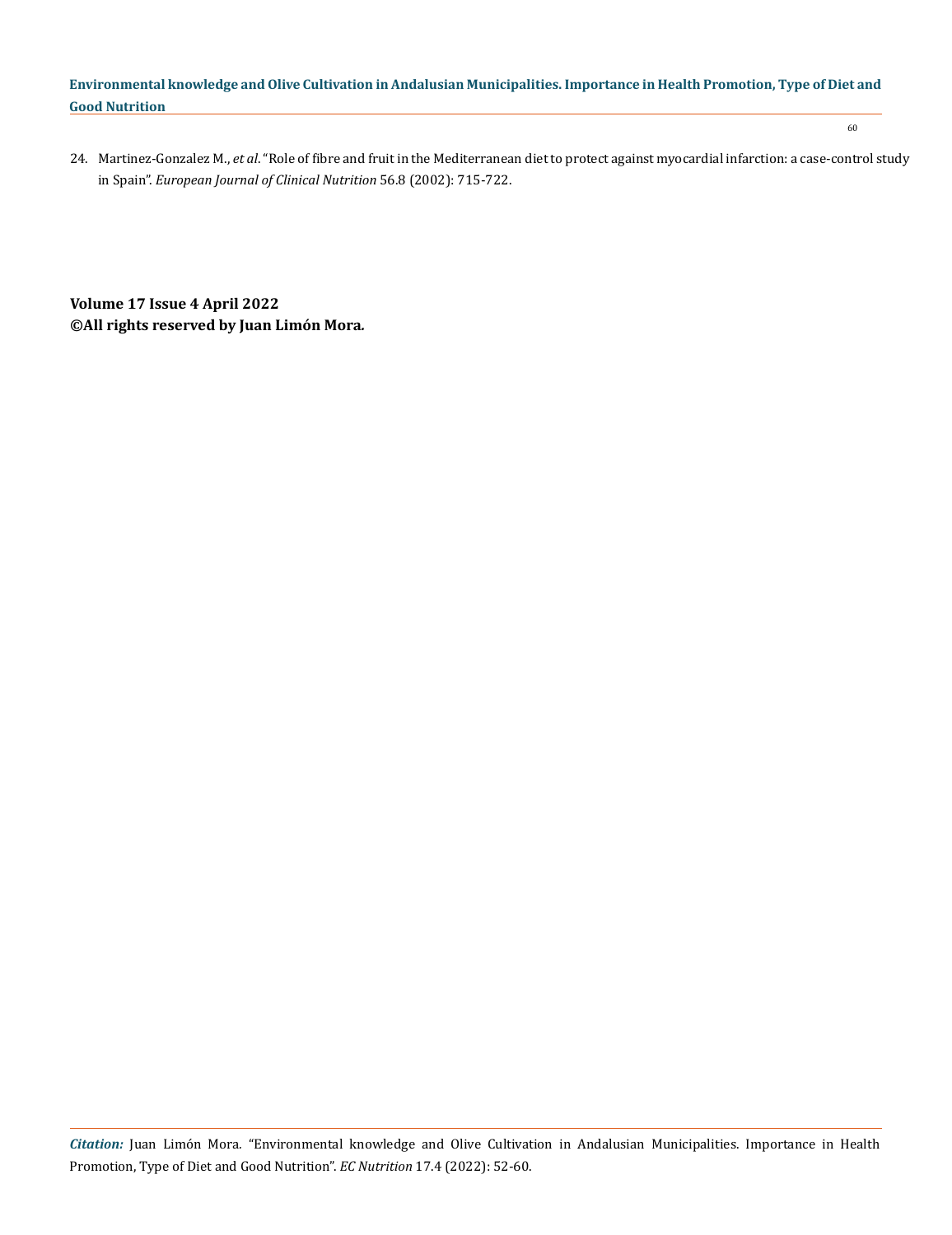24. Martinez-Gonzalez M., *et al*. "Role of fibre and fruit in the Mediterranean diet to protect against myocardial infarction: a case-control study in Spain". *European Journal of Clinical Nutrition* 56.8 (2002): 715-722.

**Volume 17 Issue 4 April 2022**
**©All rights reserved by Juan Limón Mora.**